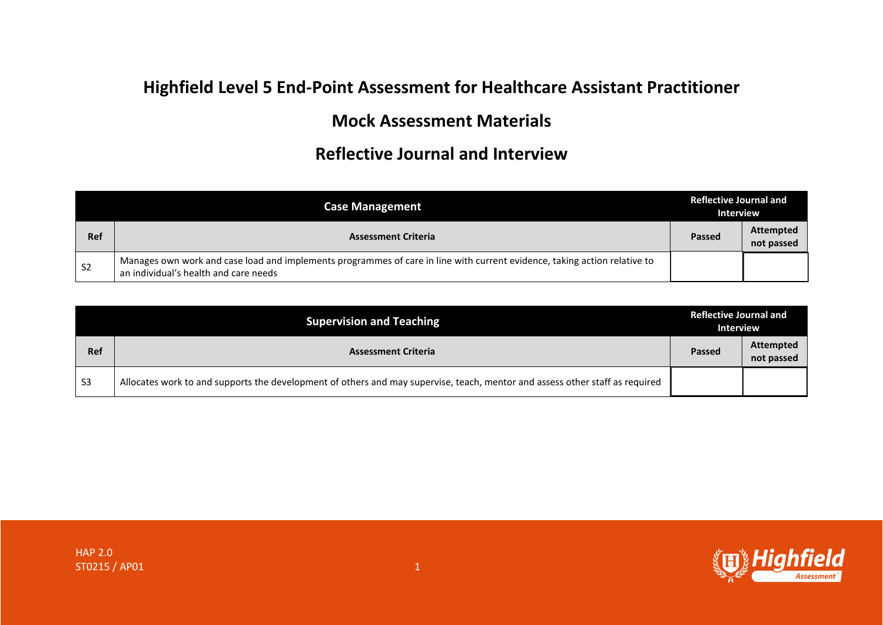# Highfield Level 5 End-Point Assessment for Healthcare Assistant Practitioner

## Mock Assessment Materials

## Reflective Journal and Interview

| Case Management | | Reflective Journal and Interview | |
|---|---|---|---|
| **Ref** | **Assessment Criteria** | **Passed** | **Attempted not passed** |
| S2 | Manages own work and case load and implements programmes of care in line with current evidence, taking action relative to an individual's health and care needs | | |

| Supervision and Teaching | | Reflective Journal and Interview | |
|---|---|---|---|
| **Ref** | **Assessment Criteria** | **Passed** | **Attempted not passed** |
| S3 | Allocates work to and supports the development of others and may supervise, teach, mentor and assess other staff as required | | |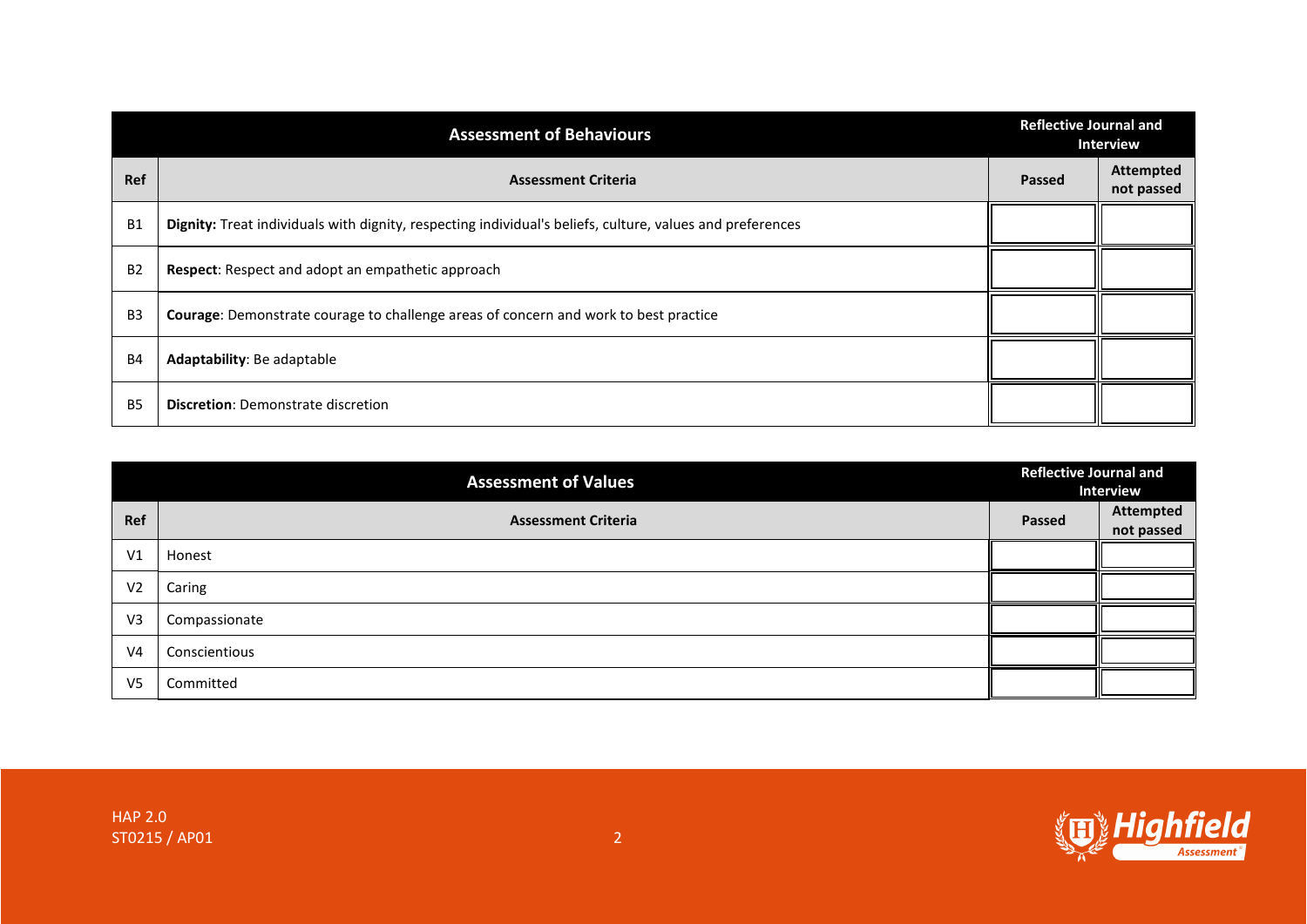| Assessment of Behaviours | | Reflective Journal and Interview | |
|---|---|---|---|
| Ref | Assessment Criteria | Passed | Attempted not passed |
| B1 | **Dignity:** Treat individuals with dignity, respecting individual's beliefs, culture, values and preferences | | |
| B2 | **Respect**: Respect and adopt an empathetic approach | | |
| B3 | **Courage**: Demonstrate courage to challenge areas of concern and work to best practice | | |
| B4 | **Adaptability**: Be adaptable | | |
| B5 | **Discretion**: Demonstrate discretion | | |

| Assessment of Values | | Reflective Journal and Interview | |
|---|---|---|---|
| Ref | Assessment Criteria | Passed | Attempted not passed |
| V1 | Honest | | |
| V2 | Caring | | |
| V3 | Compassionate | | |
| V4 | Conscientious | | |
| V5 | Committed | | |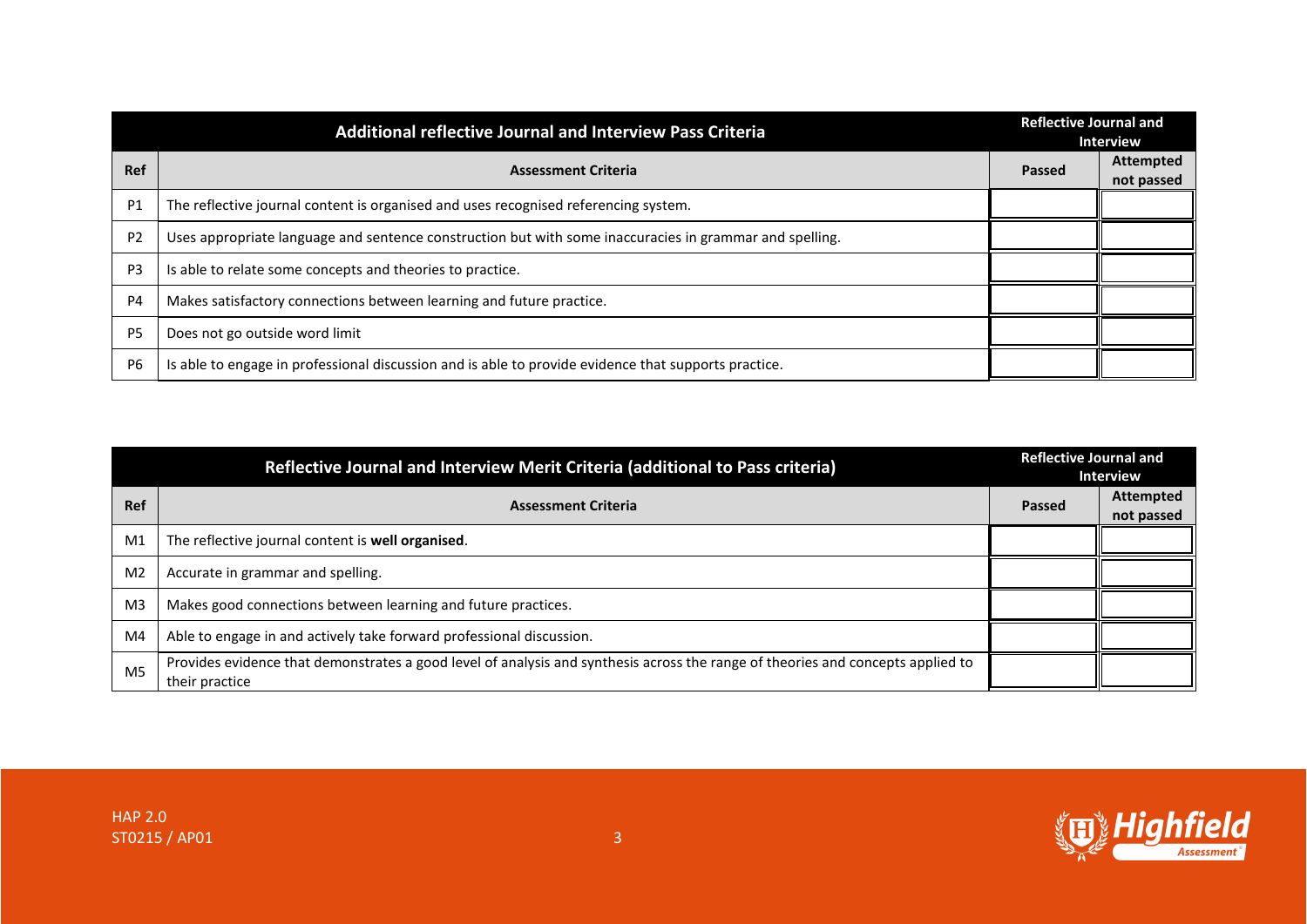| Additional reflective Journal and Interview Pass Criteria | | Reflective Journal and Interview | |
|---|---|---|---|
| **Ref** | **Assessment Criteria** | **Passed** | **Attempted not passed** |
| P1 | The reflective journal content is organised and uses recognised referencing system. | | |
| P2 | Uses appropriate language and sentence construction but with some inaccuracies in grammar and spelling. | | |
| P3 | Is able to relate some concepts and theories to practice. | | |
| P4 | Makes satisfactory connections between learning and future practice. | | |
| P5 | Does not go outside word limit | | |
| P6 | Is able to engage in professional discussion and is able to provide evidence that supports practice. | | |

| Reflective Journal and Interview Merit Criteria (additional to Pass criteria) | | Reflective Journal and Interview | |
|---|---|---|---|
| **Ref** | **Assessment Criteria** | **Passed** | **Attempted not passed** |
| M1 | The reflective journal content is **well organised**. | | |
| M2 | Accurate in grammar and spelling. | | |
| M3 | Makes good connections between learning and future practices. | | |
| M4 | Able to engage in and actively take forward professional discussion. | | |
| M5 | Provides evidence that demonstrates a good level of analysis and synthesis across the range of theories and concepts applied to their practice | | |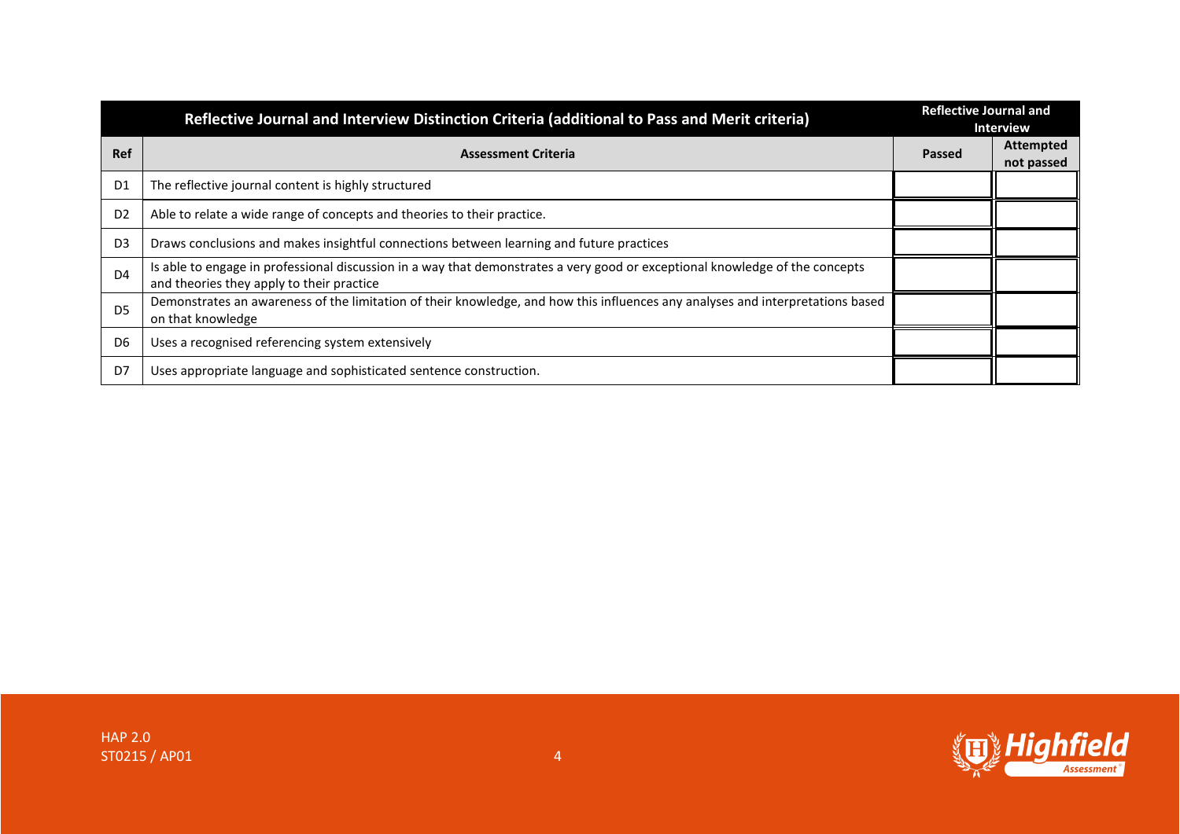| Reflective Journal and Interview Distinction Criteria (additional to Pass and Merit criteria) | | Reflective Journal and Interview | |
|---|---|---|---|
| **Ref** | **Assessment Criteria** | **Passed** | **Attempted not passed** |
| D1 | The reflective journal content is highly structured | | |
| D2 | Able to relate a wide range of concepts and theories to their practice. | | |
| D3 | Draws conclusions and makes insightful connections between learning and future practices | | |
| D4 | Is able to engage in professional discussion in a way that demonstrates a very good or exceptional knowledge of the concepts and theories they apply to their practice | | |
| D5 | Demonstrates an awareness of the limitation of their knowledge, and how this influences any analyses and interpretations based on that knowledge | | |
| D6 | Uses a recognised referencing system extensively | | |
| D7 | Uses appropriate language and sophisticated sentence construction. | | |

HAP 2.0
ST0215 / AP01